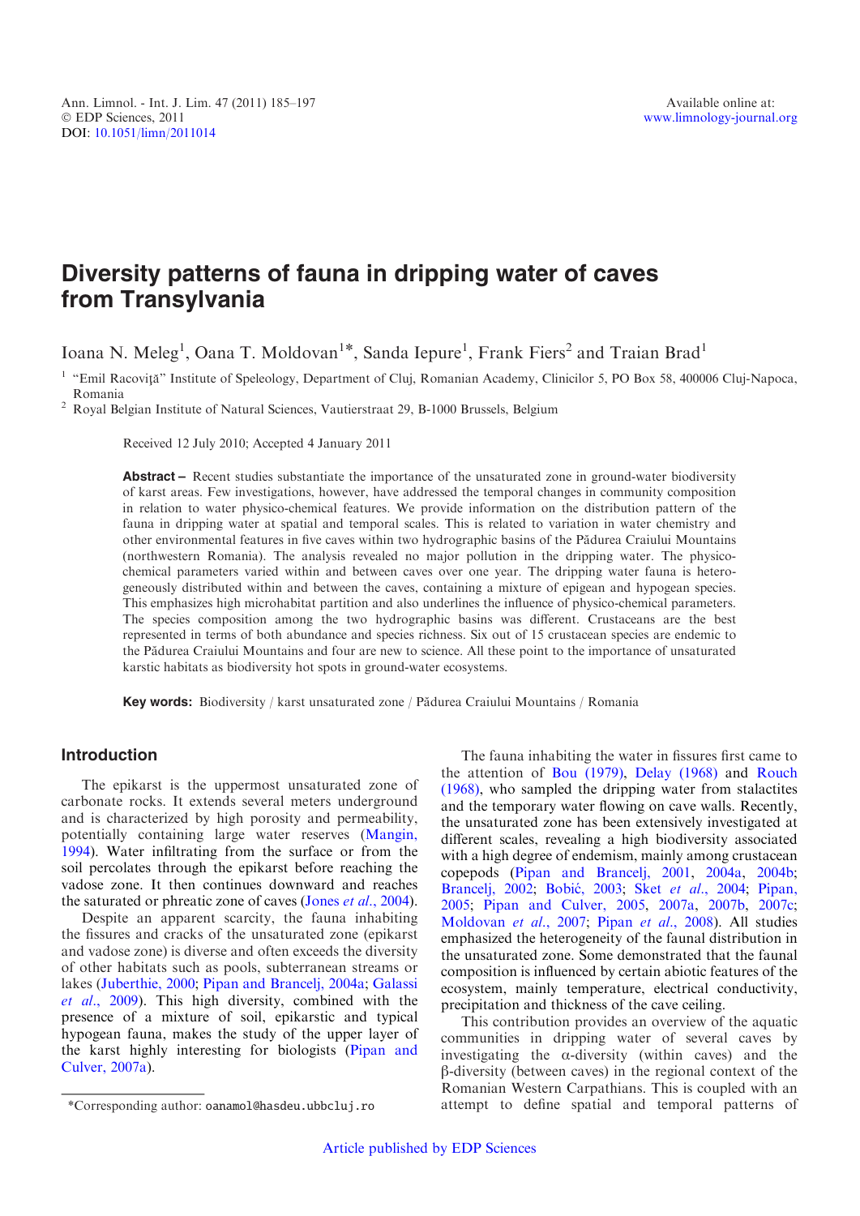Ann. Limnol. - Int. J. Lim. 47 (2011) 185–197
© EDP Sciences, 2011
DOI: 10.1051/limn/2011014

Available online at:
www.limnology-journal.org

# Diversity patterns of fauna in dripping water of caves from Transylvania

Ioana N. Meleg[1], Oana T. Moldovan[1]*, Sanda Iepure[1], Frank Fiers[2] and Traian Brad[1]

[1] "Emil Racoviţă" Institute of Speleology, Department of Cluj, Romanian Academy, Clinicilor 5, PO Box 58, 400006 Cluj-Napoca, Romania

[2] Royal Belgian Institute of Natural Sciences, Vautierstraat 29, B-1000 Brussels, Belgium

Received 12 July 2010; Accepted 4 January 2011

**Abstract –** Recent studies substantiate the importance of the unsaturated zone in ground-water biodiversity of karst areas. Few investigations, however, have addressed the temporal changes in community composition in relation to water physico-chemical features. We provide information on the distribution pattern of the fauna in dripping water at spatial and temporal scales. This is related to variation in water chemistry and other environmental features in five caves within two hydrographic basins of the Pădurea Craiului Mountains (northwestern Romania). The analysis revealed no major pollution in the dripping water. The physico-chemical parameters varied within and between caves over one year. The dripping water fauna is heterogeneously distributed within and between the caves, containing a mixture of epigean and hypogean species. This emphasizes high microhabitat partition and also underlines the influence of physico-chemical parameters. The species composition among the two hydrographic basins was different. Crustaceans are the best represented in terms of both abundance and species richness. Six out of 15 crustacean species are endemic to the Pădurea Craiului Mountains and four are new to science. All these point to the importance of unsaturated karstic habitats as biodiversity hot spots in ground-water ecosystems.

**Key words:** Biodiversity / karst unsaturated zone / Pădurea Craiului Mountains / Romania

## Introduction

The epikarst is the uppermost unsaturated zone of carbonate rocks. It extends several meters underground and is characterized by high porosity and permeability, potentially containing large water reserves (Mangin, 1994). Water infiltrating from the surface or from the soil percolates through the epikarst before reaching the vadose zone. It then continues downward and reaches the saturated or phreatic zone of caves (Jones *et al.*, 2004).

Despite an apparent scarcity, the fauna inhabiting the fissures and cracks of the unsaturated zone (epikarst and vadose zone) is diverse and often exceeds the diversity of other habitats such as pools, subterranean streams or lakes (Juberthie, 2000; Pipan and Brancelj, 2004a; Galassi *et al.*, 2009). This high diversity, combined with the presence of a mixture of soil, epikarstic and typical hypogean fauna, makes the study of the upper layer of the karst highly interesting for biologists (Pipan and Culver, 2007a).

The fauna inhabiting the water in fissures first came to the attention of Bou (1979), Delay (1968) and Rouch (1968), who sampled the dripping water from stalactites and the temporary water flowing on cave walls. Recently, the unsaturated zone has been extensively investigated at different scales, revealing a high biodiversity associated with a high degree of endemism, mainly among crustacean copepods (Pipan and Brancelj, 2001, 2004a, 2004b; Brancelj, 2002; Bobić, 2003; Sket *et al.*, 2004; Pipan, 2005; Pipan and Culver, 2005, 2007a, 2007b, 2007c; Moldovan *et al.*, 2007; Pipan *et al.*, 2008). All studies emphasized the heterogeneity of the faunal distribution in the unsaturated zone. Some demonstrated that the faunal composition is influenced by certain abiotic features of the ecosystem, mainly temperature, electrical conductivity, precipitation and thickness of the cave ceiling.

This contribution provides an overview of the aquatic communities in dripping water of several caves by investigating the α-diversity (within caves) and the β-diversity (between caves) in the regional context of the Romanian Western Carpathians. This is coupled with an attempt to define spatial and temporal patterns of

*Corresponding author: oanamol@hasdeu.ubbcluj.ro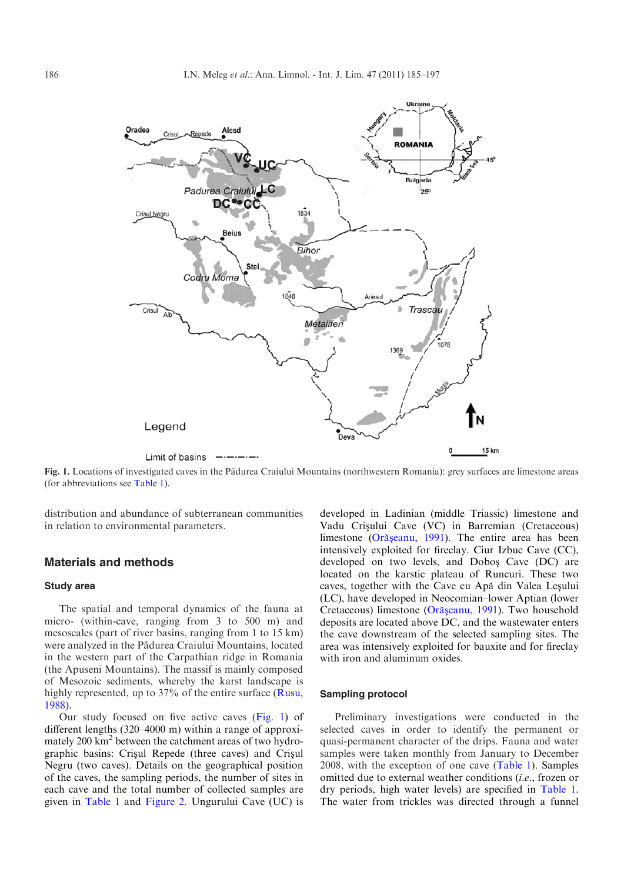Fig. 1. Locations of investigated caves in the Pădurea Craiului Mountains (northwestern Romania): grey surfaces are limestone areas (for abbreviations see Table 1).

distribution and abundance of subterranean communities in relation to environmental parameters.

## Materials and methods

### Study area

The spatial and temporal dynamics of the fauna at micro- (within-cave, ranging from 3 to 500 m) and mesoscales (part of river basins, ranging from 1 to 15 km) were analyzed in the Pădurea Craiului Mountains, located in the western part of the Carpathian ridge in Romania (the Apuseni Mountains). The massif is mainly composed of Mesozoic sediments, whereby the karst landscape is highly represented, up to 37% of the entire surface (Rusu, 1988).

Our study focused on five active caves (Fig. 1) of different lengths (320–4000 m) within a range of approximately 200 km$^2$ between the catchment areas of two hydrographic basins: Crişul Repede (three caves) and Crişul Negru (two caves). Details on the geographical position of the caves, the sampling periods, the number of sites in each cave and the total number of collected samples are given in Table 1 and Figure 2. Ungurului Cave (UC) is developed in Ladinian (middle Triassic) limestone and Vadu Crişului Cave (VC) in Barremian (Cretaceous) limestone (Orăşeanu, 1991). The entire area has been intensively exploited for fireclay. Ciur Izbuc Cave (CC), developed on two levels, and Doboş Cave (DC) are located on the karstic plateau of Runcuri. These two caves, together with the Cave cu Apă din Valea Leşului (LC), have developed in Neocomian–lower Aptian (lower Cretaceous) limestone (Orăşeanu, 1991). Two household deposits are located above DC, and the wastewater enters the cave downstream of the selected sampling sites. The area was intensively exploited for bauxite and for fireclay with iron and aluminum oxides.

### Sampling protocol

Preliminary investigations were conducted in the selected caves in order to identify the permanent or quasi-permanent character of the drips. Fauna and water samples were taken monthly from January to December 2008, with the exception of one cave (Table 1). Samples omitted due to external weather conditions (*i.e.*, frozen or dry periods, high water levels) are specified in Table 1. The water from trickles was directed through a funnel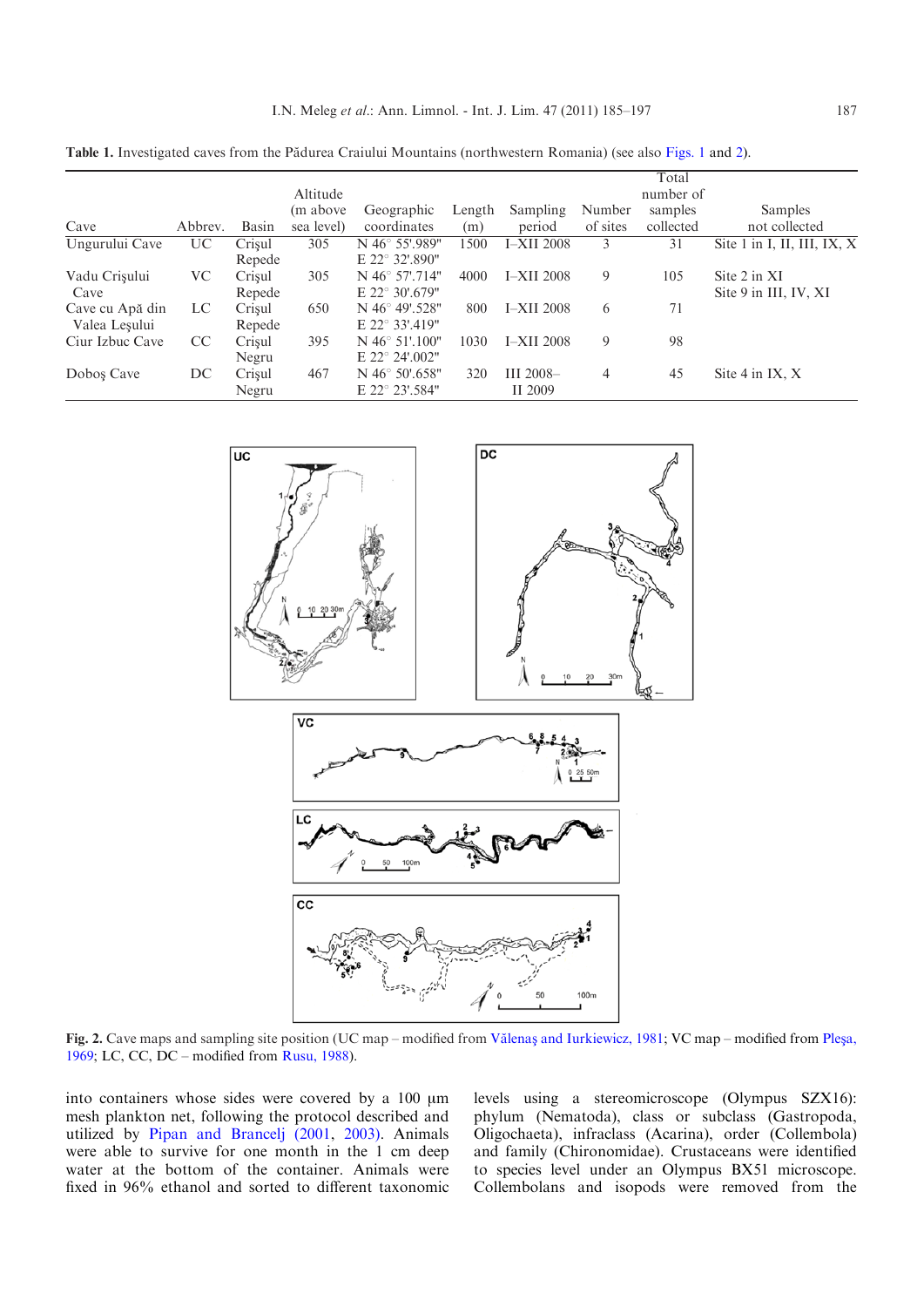**Table 1.** Investigated caves from the Pădurea Craiului Mountains (northwestern Romania) (see also Figs. 1 and 2).

| Cave | Abbrev. | Basin | Altitude (m above sea level) | Geographic coordinates | Length (m) | Sampling period | Number of sites | Total number of samples collected | Samples not collected |
|---|---|---|---|---|---|---|---|---|---|
| Ungurului Cave | UC | Crişul Repede | 305 | N 46° 55'.989" E 22° 32'.890" | 1500 | I–XII 2008 | 3 | 31 | Site 1 in I, II, III, IX, X |
| Vadu Crişului Cave | VC | Crişul Repede | 305 | N 46° 57'.714" E 22° 30'.679" | 4000 | I–XII 2008 | 9 | 105 | Site 2 in XI Site 9 in III, IV, XI |
| Cave cu Apă din Valea Leşului | LC | Crişul Repede | 650 | N 46° 49'.528" E 22° 33'.419" | 800 | I–XII 2008 | 6 | 71 | |
| Ciur Izbuc Cave | CC | Crişul Negru | 395 | N 46° 51'.100" E 22° 24'.002" | 1030 | I–XII 2008 | 9 | 98 | |
| Doboş Cave | DC | Crişul Negru | 467 | N 46° 50'.658" E 22° 23'.584" | 320 | III 2008– II 2009 | 4 | 45 | Site 4 in IX, X |

**Fig. 2.** Cave maps and sampling site position (UC map – modified from Vălenaş and Iurkiewicz, 1981; VC map – modified from Pleşa, 1969; LC, CC, DC – modified from Rusu, 1988).

into containers whose sides were covered by a 100 µm mesh plankton net, following the protocol described and utilized by Pipan and Brancelj (2001, 2003). Animals were able to survive for one month in the 1 cm deep water at the bottom of the container. Animals were fixed in 96% ethanol and sorted to different taxonomic levels using a stereomicroscope (Olympus SZX16): phylum (Nematoda), class or subclass (Gastropoda, Oligochaeta), infraclass (Acarina), order (Collembola) and family (Chironomidae). Crustaceans were identified to species level under an Olympus BX51 microscope. Collembolans and isopods were removed from the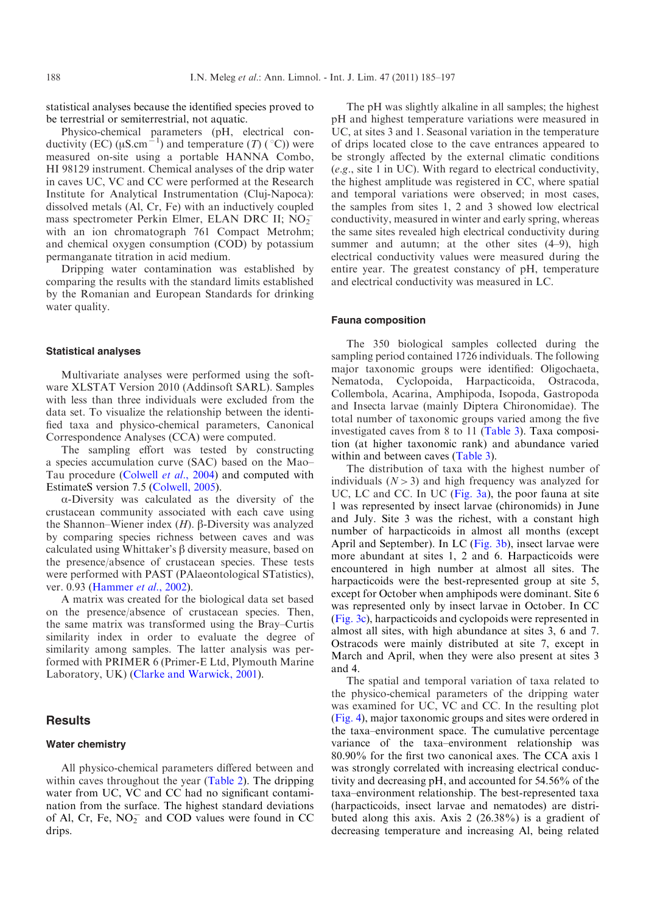statistical analyses because the identified species proved to be terrestrial or semiterrestrial, not aquatic.

Physico-chemical parameters (pH, electrical conductivity (EC) ($\mu S.cm^{-1}$) and temperature ($T$) (°C)) were measured on-site using a portable HANNA Combo, HI 98129 instrument. Chemical analyses of the drip water in caves UC, VC and CC were performed at the Research Institute for Analytical Instrumentation (Cluj-Napoca): dissolved metals (Al, Cr, Fe) with an inductively coupled mass spectrometer Perkin Elmer, ELAN DRC II; $NO_2^-$ with an ion chromatograph 761 Compact Metrohm; and chemical oxygen consumption (COD) by potassium permanganate titration in acid medium.

Dripping water contamination was established by comparing the results with the standard limits established by the Romanian and European Standards for drinking water quality.

### Statistical analyses

Multivariate analyses were performed using the software XLSTAT Version 2010 (Addinsoft SARL). Samples with less than three individuals were excluded from the data set. To visualize the relationship between the identified taxa and physico-chemical parameters, Canonical Correspondence Analyses (CCA) were computed.

The sampling effort was tested by constructing a species accumulation curve (SAC) based on the Mao–Tau procedure (Colwell *et al.*, 2004) and computed with EstimateS version 7.5 (Colwell, 2005).

α-Diversity was calculated as the diversity of the crustacean community associated with each cave using the Shannon–Wiener index ($H$). β-Diversity was analyzed by comparing species richness between caves and was calculated using Whittaker's β diversity measure, based on the presence/absence of crustacean species. These tests were performed with PAST (PAlaeontological STatistics), ver. 0.93 (Hammer *et al.*, 2002).

A matrix was created for the biological data set based on the presence/absence of crustacean species. Then, the same matrix was transformed using the Bray–Curtis similarity index in order to evaluate the degree of similarity among samples. The latter analysis was performed with PRIMER 6 (Primer-E Ltd, Plymouth Marine Laboratory, UK) (Clarke and Warwick, 2001).

## Results

### Water chemistry

All physico-chemical parameters differed between and within caves throughout the year (Table 2). The dripping water from UC, VC and CC had no significant contamination from the surface. The highest standard deviations of Al, Cr, Fe, $NO_2^-$ and COD values were found in CC drips.

The pH was slightly alkaline in all samples; the highest pH and highest temperature variations were measured in UC, at sites 3 and 1. Seasonal variation in the temperature of drips located close to the cave entrances appeared to be strongly affected by the external climatic conditions (*e.g.*, site 1 in UC). With regard to electrical conductivity, the highest amplitude was registered in CC, where spatial and temporal variations were observed; in most cases, the samples from sites 1, 2 and 3 showed low electrical conductivity, measured in winter and early spring, whereas the same sites revealed high electrical conductivity during summer and autumn; at the other sites (4–9), high electrical conductivity values were measured during the entire year. The greatest constancy of pH, temperature and electrical conductivity was measured in LC.

### Fauna composition

The 350 biological samples collected during the sampling period contained 1726 individuals. The following major taxonomic groups were identified: Oligochaeta, Nematoda, Cyclopoida, Harpacticoida, Ostracoda, Collembola, Acarina, Amphipoda, Isopoda, Gastropoda and Insecta larvae (mainly Diptera Chironomidae). The total number of taxonomic groups varied among the five investigated caves from 8 to 11 (Table 3). Taxa composition (at higher taxonomic rank) and abundance varied within and between caves (Table 3).

The distribution of taxa with the highest number of individuals ($N > 3$) and high frequency was analyzed for UC, LC and CC. In UC (Fig. 3a), the poor fauna at site 1 was represented by insect larvae (chironomids) in June and July. Site 3 was the richest, with a constant high number of harpacticoids in almost all months (except April and September). In LC (Fig. 3b), insect larvae were more abundant at sites 1, 2 and 6. Harpacticoids were encountered in high number at almost all sites. The harpacticoids were the best-represented group at site 5, except for October when amphipods were dominant. Site 6 was represented only by insect larvae in October. In CC (Fig. 3c), harpacticoids and cyclopoids were represented in almost all sites, with high abundance at sites 3, 6 and 7. Ostracods were mainly distributed at site 7, except in March and April, when they were also present at sites 3 and 4.

The spatial and temporal variation of taxa related to the physico-chemical parameters of the dripping water was examined for UC, VC and CC. In the resulting plot (Fig. 4), major taxonomic groups and sites were ordered in the taxa–environment space. The cumulative percentage variance of the taxa–environment relationship was 80.90% for the first two canonical axes. The CCA axis 1 was strongly correlated with increasing electrical conductivity and decreasing pH, and accounted for 54.56% of the taxa–environment relationship. The best-represented taxa (harpacticoids, insect larvae and nematodes) are distributed along this axis. Axis 2 (26.38%) is a gradient of decreasing temperature and increasing Al, being related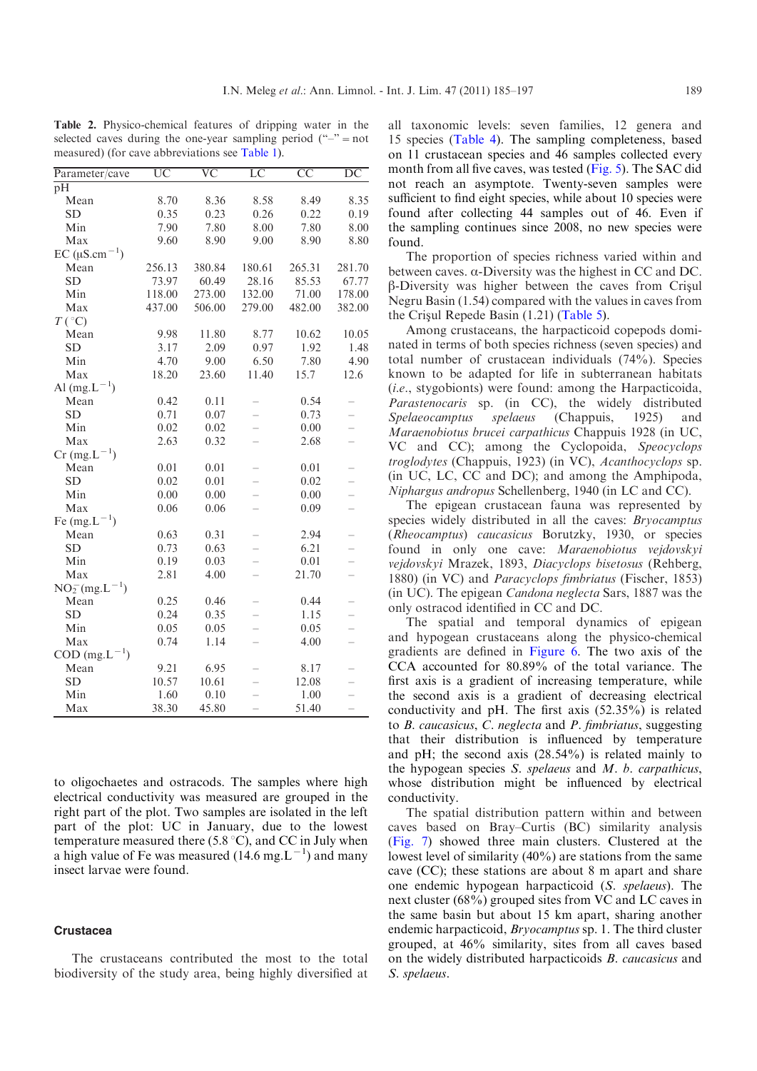**Table 2.** Physico-chemical features of dripping water in the selected caves during the one-year sampling period ("–" = not measured) (for cave abbreviations see Table 1).

| Parameter/cave | UC | VC | LC | CC | DC |
|---|---|---|---|---|---|
| pH | | | | | |
| Mean | 8.70 | 8.36 | 8.58 | 8.49 | 8.35 |
| SD | 0.35 | 0.23 | 0.26 | 0.22 | 0.19 |
| Min | 7.90 | 7.80 | 8.00 | 7.80 | 8.00 |
| Max | 9.60 | 8.90 | 9.00 | 8.90 | 8.80 |
| EC ($\mu S.cm^{-1}$) | | | | | |
| Mean | 256.13 | 380.84 | 180.61 | 265.31 | 281.70 |
| SD | 73.97 | 60.49 | 28.16 | 85.53 | 67.77 |
| Min | 118.00 | 273.00 | 132.00 | 71.00 | 178.00 |
| Max | 437.00 | 506.00 | 279.00 | 482.00 | 382.00 |
| $T$ (°C) | | | | | |
| Mean | 9.98 | 11.80 | 8.77 | 10.62 | 10.05 |
| SD | 3.17 | 2.09 | 0.97 | 1.92 | 1.48 |
| Min | 4.70 | 9.00 | 6.50 | 7.80 | 4.90 |
| Max | 18.20 | 23.60 | 11.40 | 15.7 | 12.6 |
| Al ($mg.L^{-1}$) | | | | | |
| Mean | 0.42 | 0.11 | – | 0.54 | – |
| SD | 0.71 | 0.07 | – | 0.73 | – |
| Min | 0.02 | 0.02 | – | 0.00 | – |
| Max | 2.63 | 0.32 | – | 2.68 | – |
| Cr ($mg.L^{-1}$) | | | | | |
| Mean | 0.01 | 0.01 | – | 0.01 | – |
| SD | 0.02 | 0.01 | – | 0.02 | – |
| Min | 0.00 | 0.00 | – | 0.00 | – |
| Max | 0.06 | 0.06 | – | 0.09 | – |
| Fe ($mg.L^{-1}$) | | | | | |
| Mean | 0.63 | 0.31 | – | 2.94 | – |
| SD | 0.73 | 0.63 | – | 6.21 | – |
| Min | 0.19 | 0.03 | – | 0.01 | – |
| Max | 2.81 | 4.00 | – | 21.70 | – |
| $NO_2^-$ ($mg.L^{-1}$) | | | | | |
| Mean | 0.25 | 0.46 | – | 0.44 | – |
| SD | 0.24 | 0.35 | – | 1.15 | – |
| Min | 0.05 | 0.05 | – | 0.05 | – |
| Max | 0.74 | 1.14 | – | 4.00 | – |
| COD ($mg.L^{-1}$) | | | | | |
| Mean | 9.21 | 6.95 | – | 8.17 | – |
| SD | 10.57 | 10.61 | – | 12.08 | – |
| Min | 1.60 | 0.10 | – | 1.00 | – |
| Max | 38.30 | 45.80 | – | 51.40 | – |

to oligochaetes and ostracods. The samples where high electrical conductivity was measured are grouped in the right part of the plot. Two samples are isolated in the left part of the plot: UC in January, due to the lowest temperature measured there (5.8 °C), and CC in July when a high value of Fe was measured (14.6 $mg.L^{-1}$) and many insect larvae were found.

### Crustacea

The crustaceans contributed the most to the total biodiversity of the study area, being highly diversified at all taxonomic levels: seven families, 12 genera and 15 species (Table 4). The sampling completeness, based on 11 crustacean species and 46 samples collected every month from all five caves, was tested (Fig. 5). The SAC did not reach an asymptote. Twenty-seven samples were sufficient to find eight species, while about 10 species were found after collecting 44 samples out of 46. Even if the sampling continues since 2008, no new species were found.

The proportion of species richness varied within and between caves. α-Diversity was the highest in CC and DC. β-Diversity was higher between the caves from Crişul Negru Basin (1.54) compared with the values in caves from the Crişul Repede Basin (1.21) (Table 5).

Among crustaceans, the harpacticoid copepods dominated in terms of both species richness (seven species) and total number of crustacean individuals (74%). Species known to be adapted for life in subterranean habitats (*i.e.*, stygobionts) were found: among the Harpacticoida, *Parastenocaris* sp. (in CC), the widely distributed *Spelaeocamptus spelaeus* (Chappuis, 1925) and *Maraenobiotus brucei carpathicus* Chappuis 1928 (in UC, VC and CC); among the Cyclopoida, *Speocyclops troglodytes* (Chappuis, 1923) (in VC), *Acanthocyclops* sp. (in UC, LC, CC and DC); and among the Amphipoda, *Niphargus andropus* Schellenberg, 1940 (in LC and CC).

The epigean crustacean fauna was represented by species widely distributed in all the caves: *Bryocamptus* (*Rheocamptus*) *caucasicus* Borutzky, 1930, or species found in only one cave: *Maraenobiotus vejdovskyi vejdovskyi* Mrazek, 1893, *Diacyclops bisetosus* (Rehberg, 1880) (in VC) and *Paracyclops fimbriatus* (Fischer, 1853) (in UC). The epigean *Candona neglecta* Sars, 1887 was the only ostracod identified in CC and DC.

The spatial and temporal dynamics of epigean and hypogean crustaceans along the physico-chemical gradients are defined in Figure 6. The two axis of the CCA accounted for 80.89% of the total variance. The first axis is a gradient of increasing temperature, while the second axis is a gradient of decreasing electrical conductivity and pH. The first axis (52.35%) is related to *B. caucasicus*, *C. neglecta* and *P. fimbriatus*, suggesting that their distribution is influenced by temperature and pH; the second axis (28.54%) is related mainly to the hypogean species *S. spelaeus* and *M. b. carpathicus*, whose distribution might be influenced by electrical conductivity.

The spatial distribution pattern within and between caves based on Bray–Curtis (BC) similarity analysis (Fig. 7) showed three main clusters. Clustered at the lowest level of similarity (40%) are stations from the same cave (CC); these stations are about 8 m apart and share one endemic hypogean harpacticoid (*S. spelaeus*). The next cluster (68%) grouped sites from VC and LC caves in the same basin but about 15 km apart, sharing another endemic harpacticoid, *Bryocamptus* sp. 1. The third cluster grouped, at 46% similarity, sites from all caves based on the widely distributed harpacticoids *B. caucasicus* and *S. spelaeus*.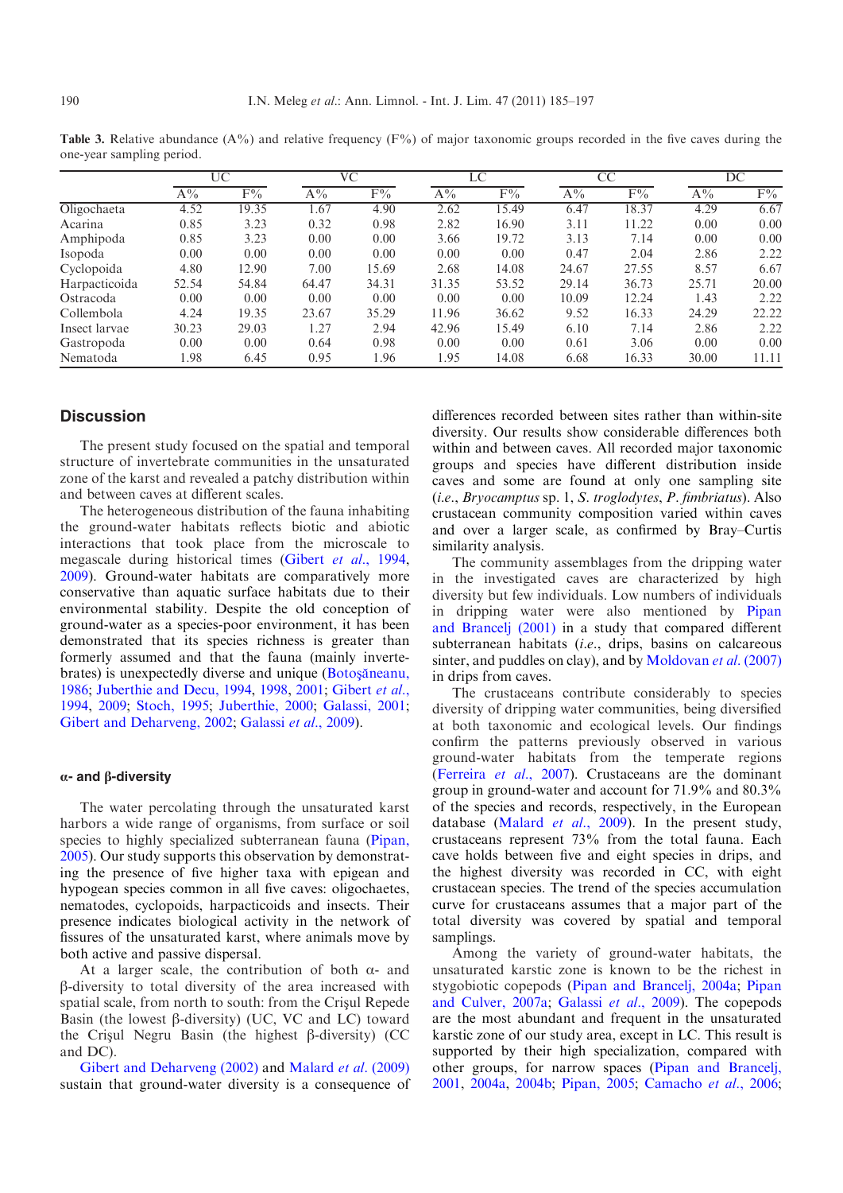**Table 3.** Relative abundance (A%) and relative frequency (F%) of major taxonomic groups recorded in the five caves during the one-year sampling period.

| | UC | | VC | | LC | | CC | | DC | |
|---|---|---|---|---|---|---|---|---|---|---|
| | A% | F% | A% | F% | A% | F% | A% | F% | A% | F% |
| Oligochaeta | 4.52 | 19.35 | 1.67 | 4.90 | 2.62 | 15.49 | 6.47 | 18.37 | 4.29 | 6.67 |
| Acarina | 0.85 | 3.23 | 0.32 | 0.98 | 2.82 | 16.90 | 3.11 | 11.22 | 0.00 | 0.00 |
| Amphipoda | 0.85 | 3.23 | 0.00 | 0.00 | 3.66 | 19.72 | 3.13 | 7.14 | 0.00 | 0.00 |
| Isopoda | 0.00 | 0.00 | 0.00 | 0.00 | 0.00 | 0.00 | 0.47 | 2.04 | 2.86 | 2.22 |
| Cyclopoida | 4.80 | 12.90 | 7.00 | 15.69 | 2.68 | 14.08 | 24.67 | 27.55 | 8.57 | 6.67 |
| Harpacticoida | 52.54 | 54.84 | 64.47 | 34.31 | 31.35 | 53.52 | 29.14 | 36.73 | 25.71 | 20.00 |
| Ostracoda | 0.00 | 0.00 | 0.00 | 0.00 | 0.00 | 0.00 | 10.09 | 12.24 | 1.43 | 2.22 |
| Collembola | 4.24 | 19.35 | 23.67 | 35.29 | 11.96 | 36.62 | 9.52 | 16.33 | 24.29 | 22.22 |
| Insect larvae | 30.23 | 29.03 | 1.27 | 2.94 | 42.96 | 15.49 | 6.10 | 7.14 | 2.86 | 2.22 |
| Gastropoda | 0.00 | 0.00 | 0.64 | 0.98 | 0.00 | 0.00 | 0.61 | 3.06 | 0.00 | 0.00 |
| Nematoda | 1.98 | 6.45 | 0.95 | 1.96 | 1.95 | 14.08 | 6.68 | 16.33 | 30.00 | 11.11 |

## Discussion

The present study focused on the spatial and temporal structure of invertebrate communities in the unsaturated zone of the karst and revealed a patchy distribution within and between caves at different scales.

The heterogeneous distribution of the fauna inhabiting the ground-water habitats reflects biotic and abiotic interactions that took place from the microscale to megascale during historical times (Gibert *et al.*, 1994, 2009). Ground-water habitats are comparatively more conservative than aquatic surface habitats due to their environmental stability. Despite the old conception of ground-water as a species-poor environment, it has been demonstrated that its species richness is greater than formerly assumed and that the fauna (mainly invertebrates) is unexpectedly diverse and unique (Botoşăneanu, 1986; Juberthie and Decu, 1994, 1998, 2001; Gibert *et al.*, 1994, 2009; Stoch, 1995; Juberthie, 2000; Galassi, 2001; Gibert and Deharveng, 2002; Galassi *et al.*, 2009).

### α- and β-diversity

The water percolating through the unsaturated karst harbors a wide range of organisms, from surface or soil species to highly specialized subterranean fauna (Pipan, 2005). Our study supports this observation by demonstrating the presence of five higher taxa with epigean and hypogean species common in all five caves: oligochaetes, nematodes, cyclopoids, harpacticoids and insects. Their presence indicates biological activity in the network of fissures of the unsaturated karst, where animals move by both active and passive dispersal.

At a larger scale, the contribution of both α- and β-diversity to total diversity of the area increased with spatial scale, from north to south: from the Crişul Repede Basin (the lowest β-diversity) (UC, VC and LC) toward the Crişul Negru Basin (the highest β-diversity) (CC and DC).

Gibert and Deharveng (2002) and Malard *et al.* (2009) sustain that ground-water diversity is a consequence of differences recorded between sites rather than within-site diversity. Our results show considerable differences both within and between caves. All recorded major taxonomic groups and species have different distribution inside caves and some are found at only one sampling site (*i.e.*, *Bryocamptus* sp. 1, *S. troglodytes*, *P. fimbriatus*). Also crustacean community composition varied within caves and over a larger scale, as confirmed by Bray–Curtis similarity analysis.

The community assemblages from the dripping water in the investigated caves are characterized by high diversity but few individuals. Low numbers of individuals in dripping water were also mentioned by Pipan and Brancelj (2001) in a study that compared different subterranean habitats (*i.e.*, drips, basins on calcareous sinter, and puddles on clay), and by Moldovan *et al.* (2007) in drips from caves.

The crustaceans contribute considerably to species diversity of dripping water communities, being diversified at both taxonomic and ecological levels. Our findings confirm the patterns previously observed in various ground-water habitats from the temperate regions (Ferreira *et al.*, 2007). Crustaceans are the dominant group in ground-water and account for 71.9% and 80.3% of the species and records, respectively, in the European database (Malard *et al.*, 2009). In the present study, crustaceans represent 73% from the total fauna. Each cave holds between five and eight species in drips, and the highest diversity was recorded in CC, with eight crustacean species. The trend of the species accumulation curve for crustaceans assumes that a major part of the total diversity was covered by spatial and temporal samplings.

Among the variety of ground-water habitats, the unsaturated karstic zone is known to be the richest in stygobiotic copepods (Pipan and Brancelj, 2004a; Pipan and Culver, 2007a; Galassi *et al.*, 2009). The copepods are the most abundant and frequent in the unsaturated karstic zone of our study area, except in LC. This result is supported by their high specialization, compared with other groups, for narrow spaces (Pipan and Brancelj, 2001, 2004a, 2004b; Pipan, 2005; Camacho *et al.*, 2006;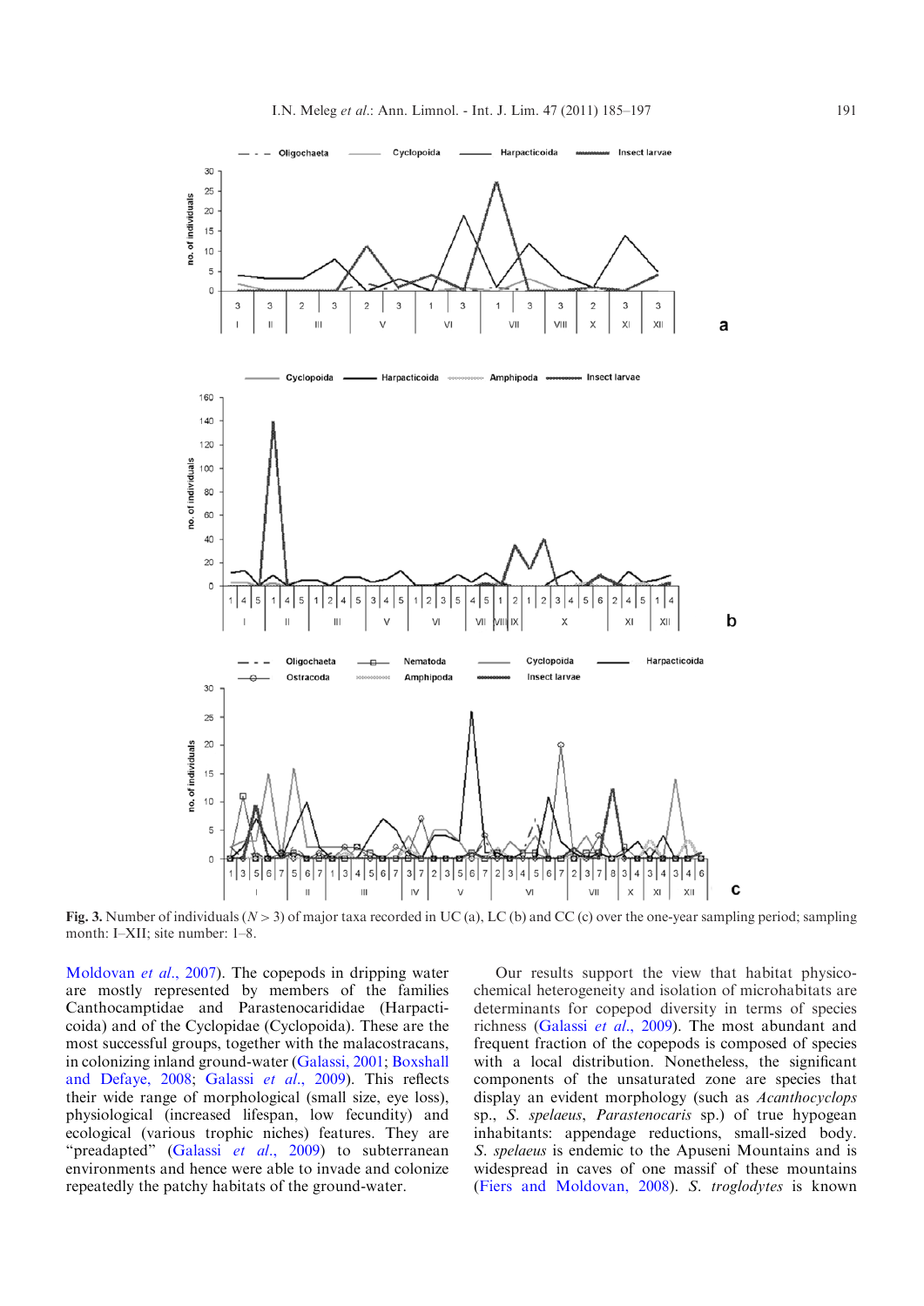Fig. 3. Number of individuals ($N > 3$) of major taxa recorded in UC (a), LC (b) and CC (c) over the one-year sampling period; sampling month: I–XII; site number: 1–8.

Moldovan *et al.*, 2007). The copepods in dripping water are mostly represented by members of the families Canthocamptidae and Parastenocarididae (Harpacticoida) and of the Cyclopidae (Cyclopoida). These are the most successful groups, together with the malacostracans, in colonizing inland ground-water (Galassi, 2001; Boxshall and Defaye, 2008; Galassi *et al.*, 2009). This reflects their wide range of morphological (small size, eye loss), physiological (increased lifespan, low fecundity) and ecological (various trophic niches) features. They are "preadapted" (Galassi *et al.*, 2009) to subterranean environments and hence were able to invade and colonize repeatedly the patchy habitats of the ground-water.

Our results support the view that habitat physico-chemical heterogeneity and isolation of microhabitats are determinants for copepod diversity in terms of species richness (Galassi *et al.*, 2009). The most abundant and frequent fraction of the copepods is composed of species with a local distribution. Nonetheless, the significant components of the unsaturated zone are species that display an evident morphology (such as *Acanthocyclops* sp., *S. spelaeus*, *Parastenocaris* sp.) of true hypogean inhabitants: appendage reductions, small-sized body. *S. spelaeus* is endemic to the Apuseni Mountains and is widespread in caves of one massif of these mountains (Fiers and Moldovan, 2008). *S. troglodytes* is known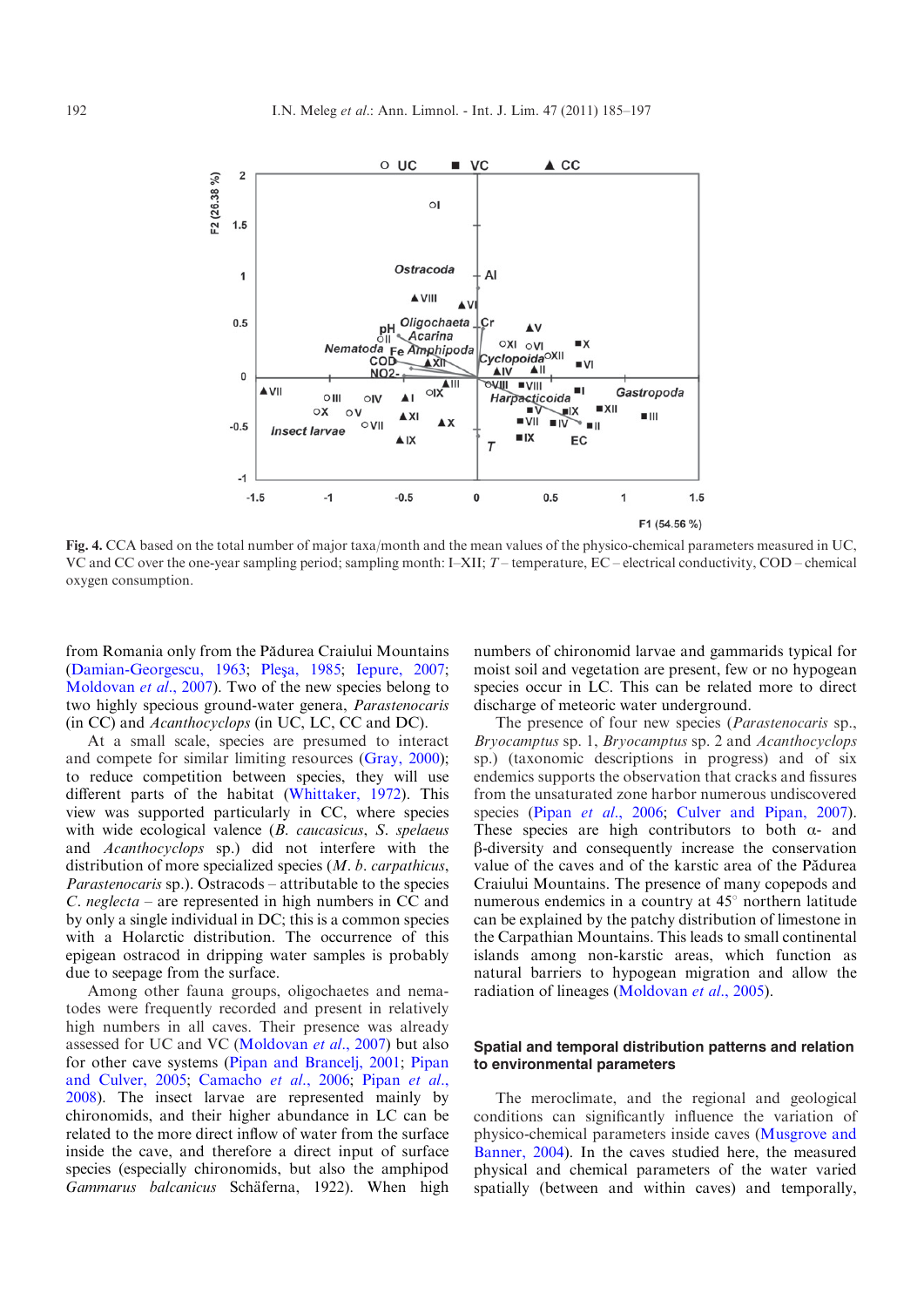**Fig. 4.** CCA based on the total number of major taxa/month and the mean values of the physico-chemical parameters measured in UC, VC and CC over the one-year sampling period; sampling month: I–XII; *T* – temperature, EC – electrical conductivity, COD – chemical oxygen consumption.

from Romania only from the Pădurea Craiului Mountains (Damian-Georgescu, 1963; Pleşa, 1985; Iepure, 2007; Moldovan *et al*., 2007). Two of the new species belong to two highly specious ground-water genera, *Parastenocaris* (in CC) and *Acanthocyclops* (in UC, LC, CC and DC).

At a small scale, species are presumed to interact and compete for similar limiting resources (Gray, 2000); to reduce competition between species, they will use different parts of the habitat (Whittaker, 1972). This view was supported particularly in CC, where species with wide ecological valence (*B. caucasicus*, *S. spelaeus* and *Acanthocyclops* sp.) did not interfere with the distribution of more specialized species (*M. b. carpathicus*, *Parastenocaris* sp.). Ostracods – attributable to the species *C. neglecta* – are represented in high numbers in CC and by only a single individual in DC; this is a common species with a Holarctic distribution. The occurrence of this epigean ostracod in dripping water samples is probably due to seepage from the surface.

Among other fauna groups, oligochaetes and nematodes were frequently recorded and present in relatively high numbers in all caves. Their presence was already assessed for UC and VC (Moldovan *et al*., 2007) but also for other cave systems (Pipan and Brancelj, 2001; Pipan and Culver, 2005; Camacho *et al*., 2006; Pipan *et al*., 2008). The insect larvae are represented mainly by chironomids, and their higher abundance in LC can be related to the more direct inflow of water from the surface inside the cave, and therefore a direct input of surface species (especially chironomids, but also the amphipod *Gammarus balcanicus* Schäferna, 1922). When high numbers of chironomid larvae and gammarids typical for moist soil and vegetation are present, few or no hypogean species occur in LC. This can be related more to direct discharge of meteoric water underground.

The presence of four new species (*Parastenocaris* sp., *Bryocamptus* sp. 1, *Bryocamptus* sp. 2 and *Acanthocyclops* sp.) (taxonomic descriptions in progress) and of six endemics supports the observation that cracks and fissures from the unsaturated zone harbor numerous undiscovered species (Pipan *et al*., 2006; Culver and Pipan, 2007). These species are high contributors to both α- and β-diversity and consequently increase the conservation value of the caves and of the karstic area of the Pădurea Craiului Mountains. The presence of many copepods and numerous endemics in a country at 45° northern latitude can be explained by the patchy distribution of limestone in the Carpathian Mountains. This leads to small continental islands among non-karstic areas, which function as natural barriers to hypogean migration and allow the radiation of lineages (Moldovan *et al*., 2005).

### Spatial and temporal distribution patterns and relation to environmental parameters

The meroclimate, and the regional and geological conditions can significantly influence the variation of physico-chemical parameters inside caves (Musgrove and Banner, 2004). In the caves studied here, the measured physical and chemical parameters of the water varied spatially (between and within caves) and temporally,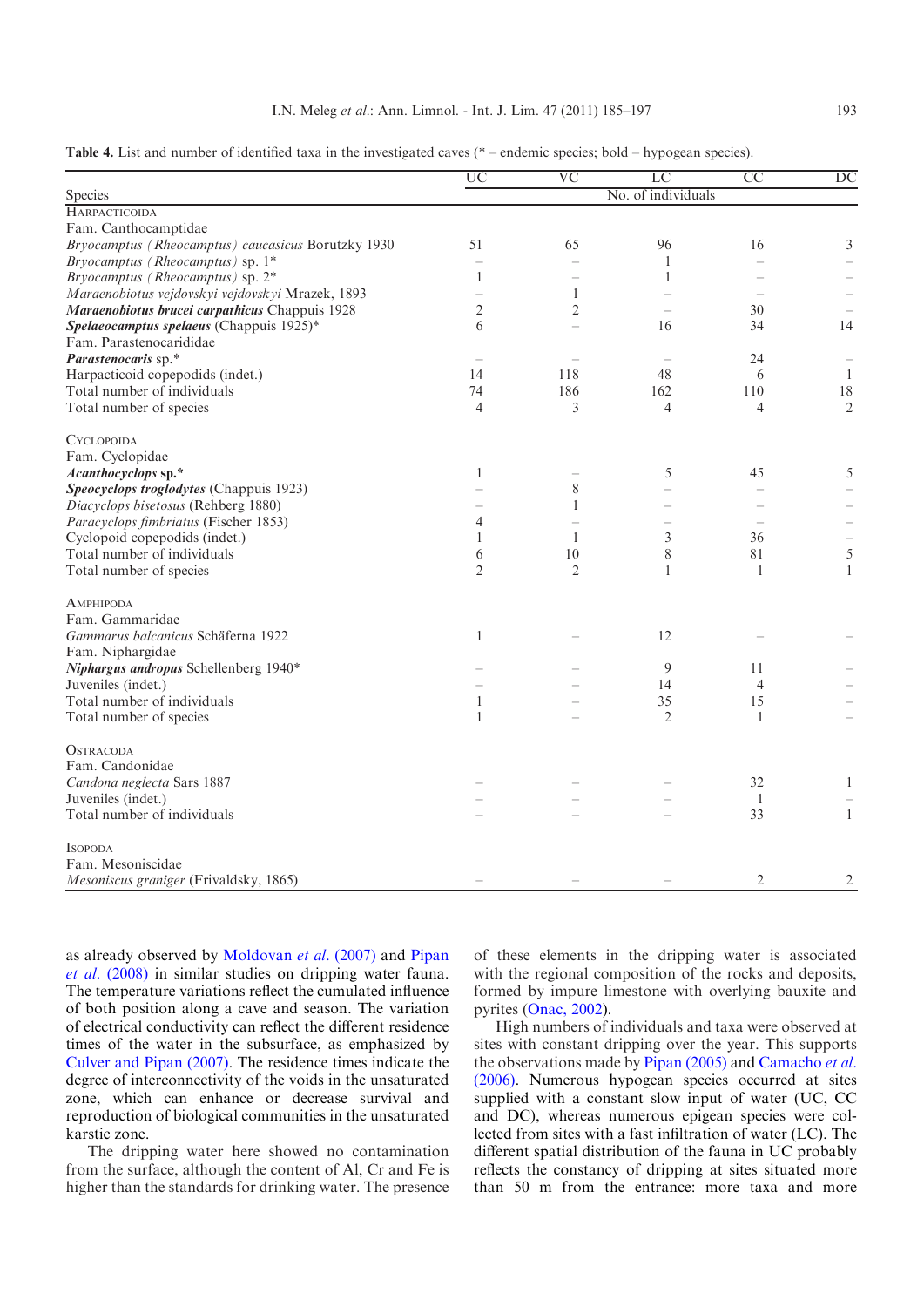**Table 4.** List and number of identified taxa in the investigated caves (* – endemic species; bold – hypogean species).

| Species | UC | VC | LC | CC | DC |
|---|---|---|---|---|---|
| | No. of individuals | | | | |
| HARPACTICOIDA | | | | | |
| Fam. Canthocamptidae | | | | | |
| *Bryocamptus (Rheocamptus) caucasicus* Borutzky 1930 | 51 | 65 | 96 | 16 | 3 |
| *Bryocamptus (Rheocamptus)* sp. 1* | – | – | 1 | – | – |
| *Bryocamptus (Rheocamptus)* sp. 2* | 1 | – | 1 | – | – |
| *Maraenobiotus vejdovskyi vejdovskyi* Mrazek, 1893 | – | 1 | – | – | – |
| ***Maraenobiotus brucei carpathicus*** **Chappuis 1928** | 2 | 2 | – | 30 | – |
| ***Spelaeocamptus spelaeus*** **(Chappuis 1925)*** | 6 | – | 16 | 34 | 14 |
| Fam. Parastenocarididae | | | | | |
| ***Parastenocaris*** **sp.*** | – | – | – | 24 | – |
| Harpacticoid copepodids (indet.) | 14 | 118 | 48 | 6 | 1 |
| Total number of individuals | 74 | 186 | 162 | 110 | 18 |
| Total number of species | 4 | 3 | 4 | 4 | 2 |
| CYCLOPOIDA | | | | | |
| Fam. Cyclopidae | | | | | |
| ***Acanthocyclops*** **sp.*** | 1 | – | 5 | 45 | 5 |
| ***Speocyclops troglodytes*** **(Chappuis 1923)** | – | 8 | – | – | – |
| *Diacyclops bisetosus* (Rehberg 1880) | – | 1 | – | – | – |
| *Paracyclops fimbriatus* (Fischer 1853) | 4 | – | – | – | – |
| Cyclopoid copepodids (indet.) | 1 | 1 | 3 | 36 | – |
| Total number of individuals | 6 | 10 | 8 | 81 | 5 |
| Total number of species | 2 | 2 | 1 | 1 | 1 |
| AMPHIPODA | | | | | |
| Fam. Gammaridae | | | | | |
| *Gammarus balcanicus* Schäferna 1922 | 1 | – | 12 | – | – |
| Fam. Niphargidae | | | | | |
| ***Niphargus andropus*** **Schellenberg 1940*** | – | – | 9 | 11 | – |
| Juveniles (indet.) | – | – | 14 | 4 | – |
| Total number of individuals | 1 | – | 35 | 15 | – |
| Total number of species | 1 | – | 2 | 1 | – |
| OSTRACODA | | | | | |
| Fam. Candonidae | | | | | |
| *Candona neglecta* Sars 1887 | – | – | – | 32 | 1 |
| Juveniles (indet.) | – | – | – | 1 | – |
| Total number of individuals | – | – | – | 33 | 1 |
| ISOPODA | | | | | |
| Fam. Mesoniscidae | | | | | |
| *Mesoniscus graniger* (Frivaldsky, 1865) | – | – | – | 2 | 2 |

as already observed by Moldovan *et al*. (2007) and Pipan *et al*. (2008) in similar studies on dripping water fauna. The temperature variations reflect the cumulated influence of both position along a cave and season. The variation of electrical conductivity can reflect the different residence times of the water in the subsurface, as emphasized by Culver and Pipan (2007). The residence times indicate the degree of interconnectivity of the voids in the unsaturated zone, which can enhance or decrease survival and reproduction of biological communities in the unsaturated karstic zone.

The dripping water here showed no contamination from the surface, although the content of Al, Cr and Fe is higher than the standards for drinking water. The presence of these elements in the dripping water is associated with the regional composition of the rocks and deposits, formed by impure limestone with overlying bauxite and pyrites (Onac, 2002).

High numbers of individuals and taxa were observed at sites with constant dripping over the year. This supports the observations made by Pipan (2005) and Camacho *et al*. (2006). Numerous hypogean species occurred at sites supplied with a constant slow input of water (UC, CC and DC), whereas numerous epigean species were collected from sites with a fast infiltration of water (LC). The different spatial distribution of the fauna in UC probably reflects the constancy of dripping at sites situated more than 50 m from the entrance: more taxa and more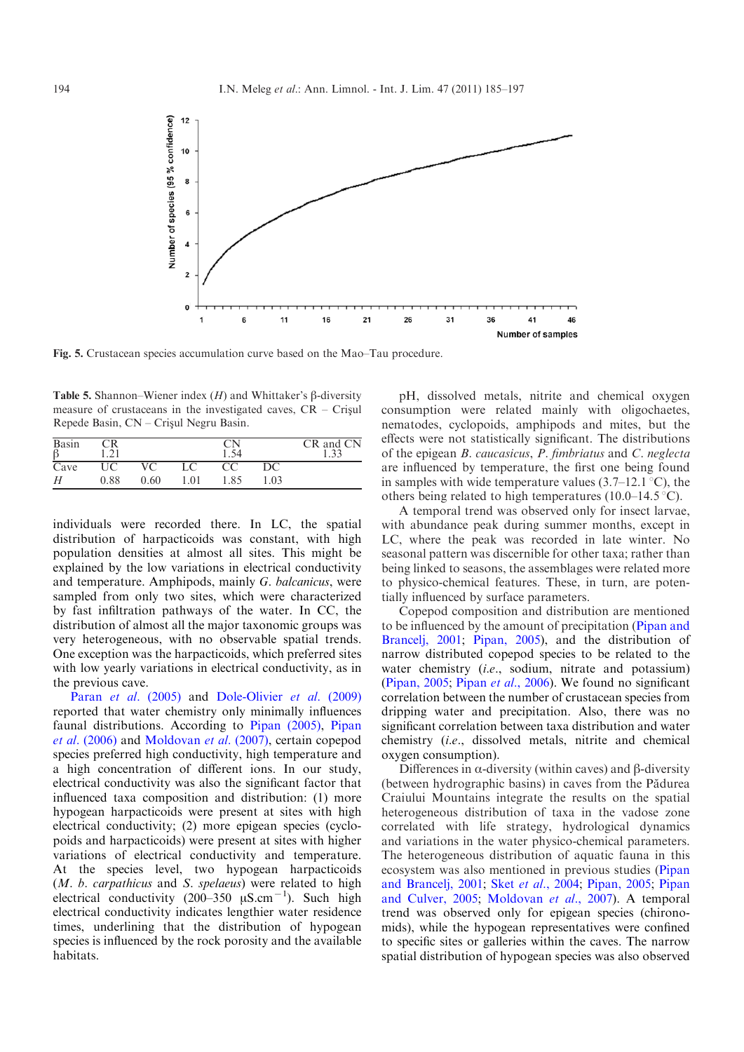Fig. 5. Crustacean species accumulation curve based on the Mao–Tau procedure.

Table 5. Shannon–Wiener index ($H$) and Whittaker's β-diversity measure of crustaceans in the investigated caves, CR – Crişul Repede Basin, CN – Crişul Negru Basin.

| Basin | CR | | | CN | | CR and CN |
|---|---|---|---|---|---|---|
| β | 1.21 | | | 1.54 | | 1.33 |
| Cave | UC | VC | LC | CC | DC | |
| $H$ | 0.88 | 0.60 | 1.01 | 1.85 | 1.03 | |

individuals were recorded there. In LC, the spatial distribution of harpacticoids was constant, with high population densities at almost all sites. This might be explained by the low variations in electrical conductivity and temperature. Amphipods, mainly *G. balcanicus*, were sampled from only two sites, which were characterized by fast infiltration pathways of the water. In CC, the distribution of almost all the major taxonomic groups was very heterogeneous, with no observable spatial trends. One exception was the harpacticoids, which preferred sites with low yearly variations in electrical conductivity, as in the previous cave.

Paran *et al.* (2005) and Dole-Olivier *et al.* (2009) reported that water chemistry only minimally influences faunal distributions. According to Pipan (2005), Pipan *et al.* (2006) and Moldovan *et al.* (2007), certain copepod species preferred high conductivity, high temperature and a high concentration of different ions. In our study, electrical conductivity was also the significant factor that influenced taxa composition and distribution: (1) more hypogean harpacticoids were present at sites with high electrical conductivity; (2) more epigean species (cyclopoids and harpacticoids) were present at sites with higher variations of electrical conductivity and temperature. At the species level, two hypogean harpacticoids (*M. b. carpathicus* and *S. spelaeus*) were related to high electrical conductivity (200–350 $\mu S.cm^{-1}$). Such high electrical conductivity indicates lengthier water residence times, underlining that the distribution of hypogean species is influenced by the rock porosity and the available habitats.

pH, dissolved metals, nitrite and chemical oxygen consumption were related mainly with oligochaetes, nematodes, cyclopoids, amphipods and mites, but the effects were not statistically significant. The distributions of the epigean *B. caucasicus*, *P. fimbriatus* and *C. neglecta* are influenced by temperature, the first one being found in samples with wide temperature values (3.7–12.1 °C), the others being related to high temperatures (10.0–14.5 °C).

A temporal trend was observed only for insect larvae, with abundance peak during summer months, except in LC, where the peak was recorded in late winter. No seasonal pattern was discernible for other taxa; rather than being linked to seasons, the assemblages were related more to physico-chemical features. These, in turn, are potentially influenced by surface parameters.

Copepod composition and distribution are mentioned to be influenced by the amount of precipitation (Pipan and Brancelj, 2001; Pipan, 2005), and the distribution of narrow distributed copepod species to be related to the water chemistry (*i.e.*, sodium, nitrate and potassium) (Pipan, 2005; Pipan *et al.*, 2006). We found no significant correlation between the number of crustacean species from dripping water and precipitation. Also, there was no significant correlation between taxa distribution and water chemistry (*i.e.*, dissolved metals, nitrite and chemical oxygen consumption).

Differences in α-diversity (within caves) and β-diversity (between hydrographic basins) in caves from the Pădurea Craiului Mountains integrate the results on the spatial heterogeneous distribution of taxa in the vadose zone correlated with life strategy, hydrological dynamics and variations in the water physico-chemical parameters. The heterogeneous distribution of aquatic fauna in this ecosystem was also mentioned in previous studies (Pipan and Brancelj, 2001; Sket *et al.*, 2004; Pipan, 2005; Pipan and Culver, 2005; Moldovan *et al.*, 2007). A temporal trend was observed only for epigean species (chironomids), while the hypogean representatives were confined to specific sites or galleries within the caves. The narrow spatial distribution of hypogean species was also observed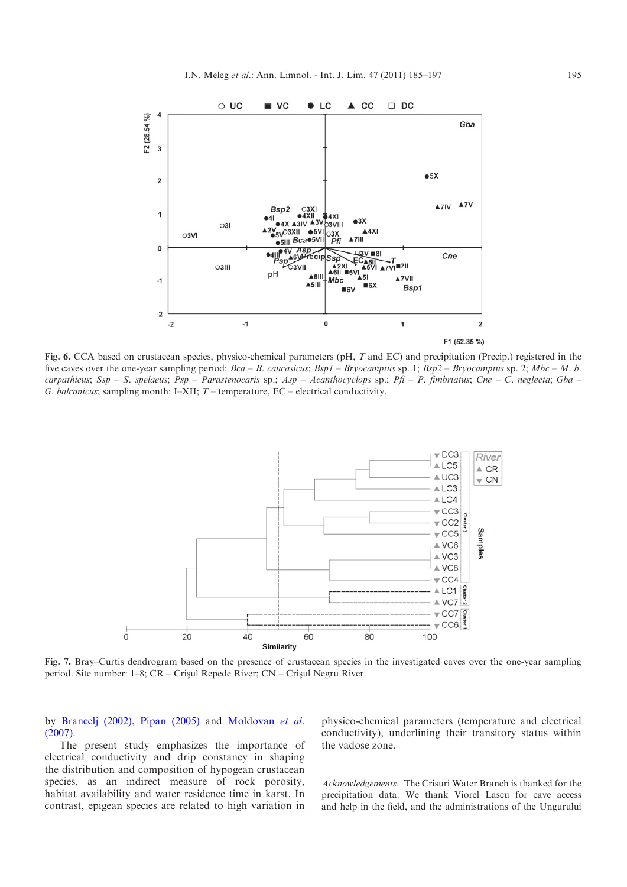**Fig. 6.** CCA based on crustacean species, physico-chemical parameters (pH, *T* and EC) and precipitation (Precip.) registered in the five caves over the one-year sampling period: *Bca* – *B. caucasicus*; *Bsp1* – *Bryocamptus* sp. 1; *Bsp2* – *Bryocamptus* sp. 2; *Mbc* – *M. b. carpathicus*; *Ssp* – *S. spelaeus*; *Psp* – *Parastenocaris* sp.; *Asp* – *Acanthocyclops* sp.; *Pfi* – *P. fimbriatus*; *Cne* – *C. neglecta*; *Gba* – *G. balcanicus*; sampling month: I–XII; *T* – temperature, EC – electrical conductivity.

**Fig. 7.** Bray–Curtis dendrogram based on the presence of crustacean species in the investigated caves over the one-year sampling period. Site number: 1–8; CR – Crişul Repede River; CN – Crişul Negru River.

by Brancelj (2002), Pipan (2005) and Moldovan *et al.* (2007).

The present study emphasizes the importance of electrical conductivity and drip constancy in shaping the distribution and composition of hypogean crustacean species, as an indirect measure of rock porosity, habitat availability and water residence time in karst. In contrast, epigean species are related to high variation in physico-chemical parameters (temperature and electrical conductivity), underlining their transitory status within the vadose zone.

*Acknowledgements*. The Crisuri Water Branch is thanked for the precipitation data. We thank Viorel Lascu for cave access and help in the field, and the administrations of the Ungurului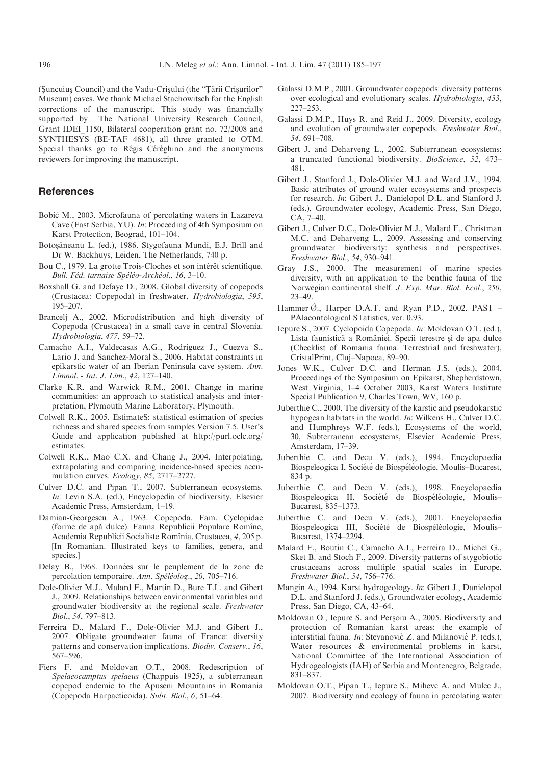(Şuncuiuş Council) and the Vadu-Crişului (the "Ţării Crişurilor" Museum) caves. We thank Michael Stachowitsch for the English corrections of the manuscript. This study was financially supported by The National University Research Council, Grant IDEI_1150, Bilateral cooperation grant no. 72/2008 and SYNTHESYS (BE-TAF 4681), all three granted to OTM. Special thanks go to Régis Céréghino and the anonymous reviewers for improving the manuscript.

## References

Bobić M., 2003. Microfauna of percolating waters in Lazareva Cave (East Serbia, YU). *In*: Proceeding of 4th Symposium on Karst Protection, Beograd, 101–104.

Botoşăneanu L. (ed.), 1986. Stygofauna Mundi, E.J. Brill and Dr W. Backhuys, Leiden, The Netherlands, 740 p.

Bou C., 1979. La grotte Trois-Cloches et son intérêt scientifique. *Bull. Féd. tarnaise Spéléo-Archéol.*, *16*, 3–10.

Boxshall G. and Defaye D., 2008. Global diversity of copepods (Crustacea: Copepoda) in freshwater. *Hydrobiologia*, *595*, 195–207.

Brancelj A., 2002. Microdistribution and high diversity of Copepoda (Crustacea) in a small cave in central Slovenia. *Hydrobiologia*, *477*, 59–72.

Camacho A.I., Valdecasas A.G., Rodriguez J., Cuezva S., Lario J. and Sanchez-Moral S., 2006. Habitat constraints in epikarstic water of an Iberian Peninsula cave system. *Ann. Limnol. - Int. J. Lim.*, *42*, 127–140.

Clarke K.R. and Warwick R.M., 2001. Change in marine communities: an approach to statistical analysis and interpretation, Plymouth Marine Laboratory, Plymouth.

Colwell R.K., 2005. EstimateS: statistical estimation of species richness and shared species from samples Version 7.5. User's Guide and application published at http://purl.oclc.org/estimates.

Colwell R.K., Mao C.X. and Chang J., 2004. Interpolating, extrapolating and comparing incidence-based species accumulation curves. *Ecology*, *85*, 2717–2727.

Culver D.C. and Pipan T., 2007. Subterranean ecosystems. *In*: Levin S.A. (ed.), Encyclopedia of biodiversity, Elsevier Academic Press, Amsterdam, 1–19.

Damian-Georgescu A., 1963. Copepoda. Fam. Cyclopidae (forme de apă dulce). Fauna Republicii Populare Romîne, Academia Republicii Socialiste Romînia, Crustacea, *4*, 205 p. [In Romanian. Illustrated keys to families, genera, and species.]

Delay B., 1968. Données sur le peuplement de la zone de percolation temporaire. *Ann. Spéléolog.*, *20*, 705–716.

Dole-Olivier M.J., Malard F., Martin D., Bure T.L. and Gibert J., 2009. Relationships between environmental variables and groundwater biodiversity at the regional scale. *Freshwater Biol.*, *54*, 797–813.

Ferreira D., Malard F., Dole-Olivier M.J. and Gibert J., 2007. Obligate groundwater fauna of France: diversity patterns and conservation implications. *Biodiv. Conserv.*, *16*, 567–596.

Fiers F. and Moldovan O.T., 2008. Redescription of *Spelaeocamptus spelaeus* (Chappuis 1925), a subterranean copepod endemic to the Apuseni Mountains in Romania (Copepoda Harpacticoida). *Subt. Biol.*, *6*, 51–64.

Galassi D.M.P., 2001. Groundwater copepods: diversity patterns over ecological and evolutionary scales. *Hydrobiologia*, *453*, 227–253.

Galassi D.M.P., Huys R. and Reid J., 2009. Diversity, ecology and evolution of groundwater copepods. *Freshwater Biol.*, *54*, 691–708.

Gibert J. and Deharveng L., 2002. Subterranean ecosystems: a truncated functional biodiversity. *BioScience*, *52*, 473–481.

Gibert J., Stanford J., Dole-Olivier M.J. and Ward J.V., 1994. Basic attributes of ground water ecosystems and prospects for research. *In*: Gibert J., Danielopol D.L. and Stanford J. (eds.), Groundwater ecology, Academic Press, San Diego, CA, 7–40.

Gibert J., Culver D.C., Dole-Olivier M.J., Malard F., Christman M.C. and Deharveng L., 2009. Assessing and conserving groundwater biodiversity: synthesis and perspectives. *Freshwater Biol.*, *54*, 930–941.

Gray J.S., 2000. The measurement of marine species diversity, with an application to the benthic fauna of the Norwegian continental shelf. *J. Exp. Mar. Biol. Ecol.*, *250*, 23–49.

Hammer Ǿ., Harper D.A.T. and Ryan P.D., 2002. PAST – PAlaeontological STatistics, ver. 0.93.

Iepure S., 2007. Cyclopoida Copepoda. *In*: Moldovan O.T. (ed.), Lista faunistică a României. Specii terestre şi de apa dulce (Checklist of Romania fauna. Terrestrial and freshwater), CristalPrint, Cluj–Napoca, 89–90.

Jones W.K., Culver D.C. and Herman J.S. (eds.), 2004. Proceedings of the Symposium on Epikarst, Shepherdstown, West Virginia, 1–4 October 2003, Karst Waters Institute Special Publication 9, Charles Town, WV, 160 p.

Juberthie C., 2000. The diversity of the karstic and pseudokarstic hypogean habitats in the world. *In*: Wilkens H., Culver D.C. and Humphreys W.F. (eds.), Ecosystems of the world, 30, Subterranean ecosystems, Elsevier Academic Press, Amsterdam, 17–39.

Juberthie C. and Decu V. (eds.), 1994. Encyclopaedia Biospeleogica I, Société de Biospéléologie, Moulis–Bucarest, 834 p.

Juberthie C. and Decu V. (eds.), 1998. Encyclopaedia Biospeleogica II, Société de Biospéléologie, Moulis–Bucarest, 835–1373.

Juberthie C. and Decu V. (eds.), 2001. Encyclopaedia Biospeleogica III, Société de Biospéléologie, Moulis–Bucarest, 1374–2294.

Malard F., Boutin C., Camacho A.I., Ferreira D., Michel G., Sket B. and Stoch F., 2009. Diversity patterns of stygobiotic crustaceans across multiple spatial scales in Europe. *Freshwater Biol.*, *54*, 756–776.

Mangin A., 1994. Karst hydrogeology. *In*: Gibert J., Danielopol D.L. and Stanford J. (eds.), Groundwater ecology, Academic Press, San Diego, CA, 43–64.

Moldovan O., Iepure S. and Perşoiu A., 2005. Biodiversity and protection of Romanian karst areas: the example of interstitial fauna. *In*: Stevanović Z. and Milanović P. (eds.), Water resources & environmental problems in karst, National Committee of the International Association of Hydrogeologists (IAH) of Serbia and Montenegro, Belgrade, 831–837.

Moldovan O.T., Pipan T., Iepure S., Mihevc A. and Mulec J., 2007. Biodiversity and ecology of fauna in percolating water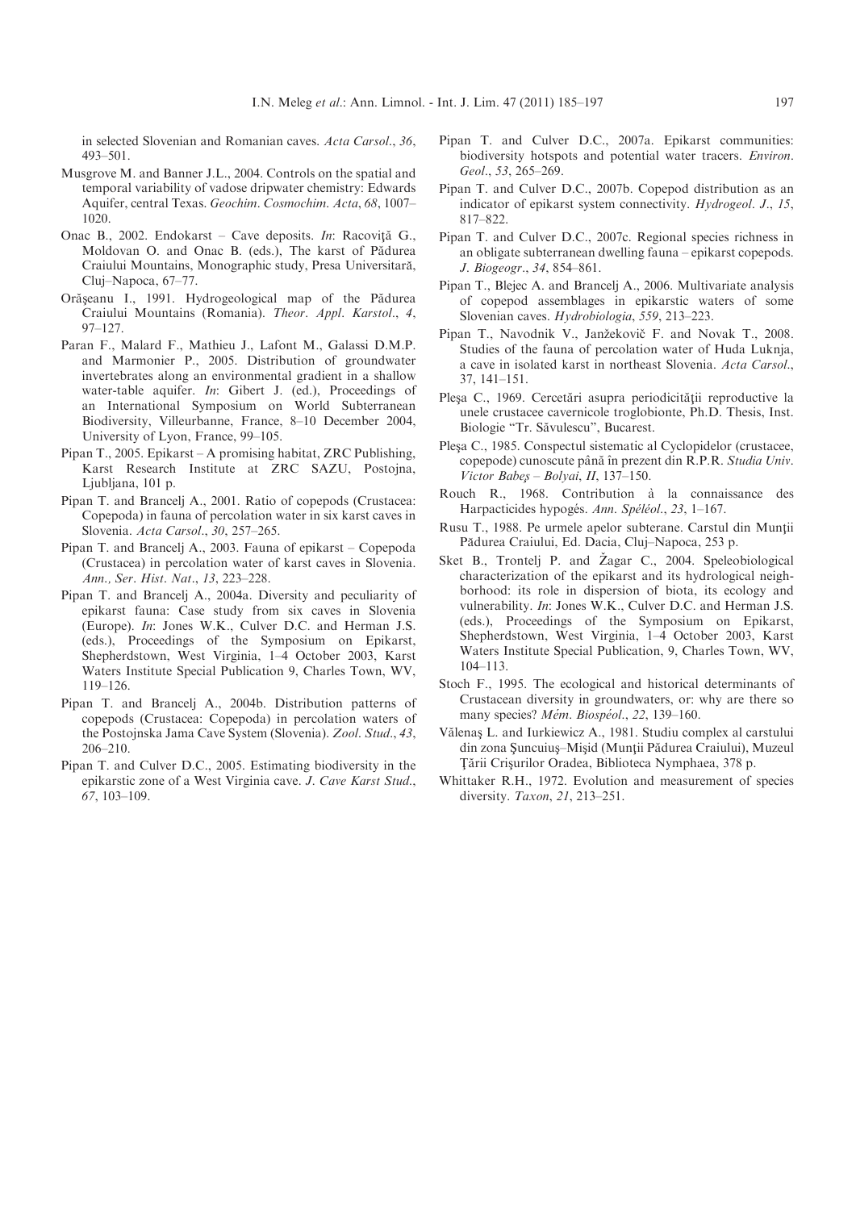in selected Slovenian and Romanian caves. *Acta Carsol.*, *36*, 493–501.

Musgrove M. and Banner J.L., 2004. Controls on the spatial and temporal variability of vadose dripwater chemistry: Edwards Aquifer, central Texas. *Geochim. Cosmochim. Acta*, *68*, 1007–1020.

Onac B., 2002. Endokarst – Cave deposits. *In*: Racoviţă G., Moldovan O. and Onac B. (eds.), The karst of Pădurea Craiului Mountains, Monographic study, Presa Universitară, Cluj–Napoca, 67–77.

Orăşeanu I., 1991. Hydrogeological map of the Pădurea Craiului Mountains (Romania). *Theor. Appl. Karstol.*, *4*, 97–127.

Paran F., Malard F., Mathieu J., Lafont M., Galassi D.M.P. and Marmonier P., 2005. Distribution of groundwater invertebrates along an environmental gradient in a shallow water-table aquifer. *In*: Gibert J. (ed.), Proceedings of an International Symposium on World Subterranean Biodiversity, Villeurbanne, France, 8–10 December 2004, University of Lyon, France, 99–105.

Pipan T., 2005. Epikarst – A promising habitat, ZRC Publishing, Karst Research Institute at ZRC SAZU, Postojna, Ljubljana, 101 p.

Pipan T. and Brancelj A., 2001. Ratio of copepods (Crustacea: Copepoda) in fauna of percolation water in six karst caves in Slovenia. *Acta Carsol.*, *30*, 257–265.

Pipan T. and Brancelj A., 2003. Fauna of epikarst – Copepoda (Crustacea) in percolation water of karst caves in Slovenia. *Ann., Ser. Hist. Nat.*, *13*, 223–228.

Pipan T. and Brancelj A., 2004a. Diversity and peculiarity of epikarst fauna: Case study from six caves in Slovenia (Europe). *In*: Jones W.K., Culver D.C. and Herman J.S. (eds.), Proceedings of the Symposium on Epikarst, Shepherdstown, West Virginia, 1–4 October 2003, Karst Waters Institute Special Publication 9, Charles Town, WV, 119–126.

Pipan T. and Brancelj A., 2004b. Distribution patterns of copepods (Crustacea: Copepoda) in percolation waters of the Postojnska Jama Cave System (Slovenia). *Zool. Stud.*, *43*, 206–210.

Pipan T. and Culver D.C., 2005. Estimating biodiversity in the epikarstic zone of a West Virginia cave. *J. Cave Karst Stud.*, *67*, 103–109.

Pipan T. and Culver D.C., 2007a. Epikarst communities: biodiversity hotspots and potential water tracers. *Environ. Geol.*, *53*, 265–269.

Pipan T. and Culver D.C., 2007b. Copepod distribution as an indicator of epikarst system connectivity. *Hydrogeol. J.*, *15*, 817–822.

Pipan T. and Culver D.C., 2007c. Regional species richness in an obligate subterranean dwelling fauna – epikarst copepods. *J. Biogeogr.*, *34*, 854–861.

Pipan T., Blejec A. and Brancelj A., 2006. Multivariate analysis of copepod assemblages in epikarstic waters of some Slovenian caves. *Hydrobiologia*, *559*, 213–223.

Pipan T., Navodnik V., Janžekovič F. and Novak T., 2008. Studies of the fauna of percolation water of Huda Luknja, a cave in isolated karst in northeast Slovenia. *Acta Carsol.*, 37, 141–151.

Pleşa C., 1969. Cercetări asupra periodicităţii reproductive la unele crustacee cavernicole troglobionte, Ph.D. Thesis, Inst. Biologie "Tr. Săvulescu", Bucarest.

Pleşa C., 1985. Conspectul sistematic al Cyclopidelor (crustacee, copepode) cunoscute până în prezent din R.P.R. *Studia Univ. Victor Babeş – Bolyai*, *II*, 137–150.

Rouch R., 1968. Contribution à la connaissance des Harpacticides hypogés. *Ann. Spéléol.*, *23*, 1–167.

Rusu T., 1988. Pe urmele apelor subterane. Carstul din Munţii Pădurea Craiului, Ed. Dacia, Cluj–Napoca, 253 p.

Sket B., Trontelj P. and Žagar C., 2004. Speleobiological characterization of the epikarst and its hydrological neighborhood: its role in dispersion of biota, its ecology and vulnerability. *In*: Jones W.K., Culver D.C. and Herman J.S. (eds.), Proceedings of the Symposium on Epikarst, Shepherdstown, West Virginia, 1–4 October 2003, Karst Waters Institute Special Publication, 9, Charles Town, WV, 104–113.

Stoch F., 1995. The ecological and historical determinants of Crustacean diversity in groundwaters, or: why are there so many species? *Mém. Biospéol.*, *22*, 139–160.

Vălenaş L. and Iurkiewicz A., 1981. Studiu complex al carstului din zona Şuncuiuş–Mişid (Munţii Pădurea Craiului), Muzeul Ţării Crişurilor Oradea, Biblioteca Nymphaea, 378 p.

Whittaker R.H., 1972. Evolution and measurement of species diversity. *Taxon*, *21*, 213–251.